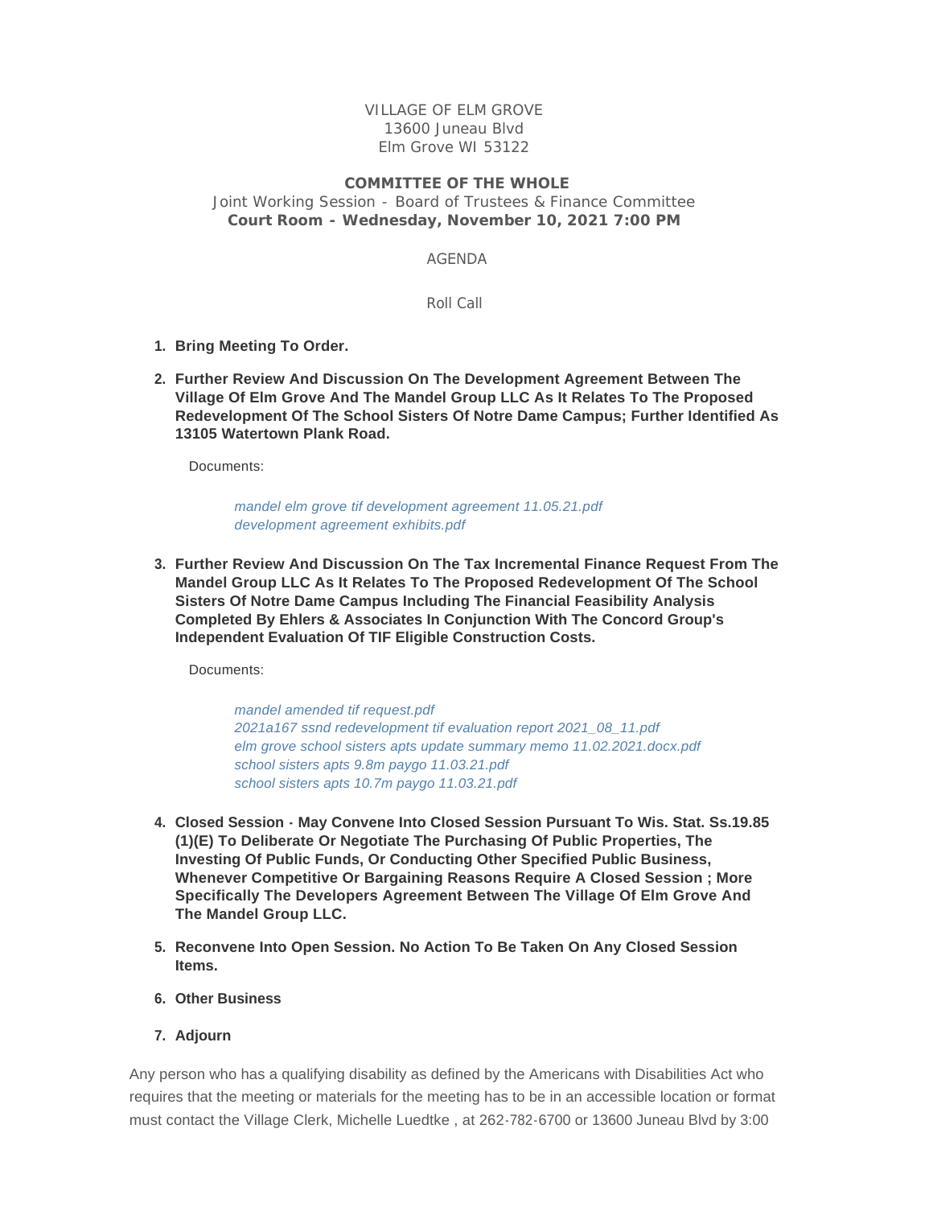VILLAGE OF ELM GROVE
13600 Juneau Blvd
Elm Grove WI 53122

**COMMITTEE OF THE WHOLE**

Joint Working Session - Board of Trustees & Finance Committee

**Court Room - Wednesday, November 10, 2021 7:00 PM**

AGENDA

Roll Call

1. **Bring Meeting To Order.**

2. **Further Review And Discussion On The Development Agreement Between The Village Of Elm Grove And The Mandel Group LLC As It Relates To The Proposed Redevelopment Of The School Sisters Of Notre Dame Campus; Further Identified As 13105 Watertown Plank Road.**

   Documents:

   *mandel elm grove tif development agreement 11.05.21.pdf*
   *development agreement exhibits.pdf*

3. **Further Review And Discussion On The Tax Incremental Finance Request From The Mandel Group LLC As It Relates To The Proposed Redevelopment Of The School Sisters Of Notre Dame Campus Including The Financial Feasibility Analysis Completed By Ehlers & Associates In Conjunction With The Concord Group's Independent Evaluation Of TIF Eligible Construction Costs.**

   Documents:

   *mandel amended tif request.pdf*
   *2021a167 ssnd redevelopment tif evaluation report 2021_08_11.pdf*
   *elm grove school sisters apts update summary memo 11.02.2021.docx.pdf*
   *school sisters apts 9.8m paygo 11.03.21.pdf*
   *school sisters apts 10.7m paygo 11.03.21.pdf*

4. **Closed Session - May Convene Into Closed Session Pursuant To Wis. Stat. Ss.19.85 (1)(E) To Deliberate Or Negotiate The Purchasing Of Public Properties, The Investing Of Public Funds, Or Conducting Other Specified Public Business, Whenever Competitive Or Bargaining Reasons Require A Closed Session ; More Specifically The Developers Agreement Between The Village Of Elm Grove And The Mandel Group LLC.**

5. **Reconvene Into Open Session. No Action To Be Taken On Any Closed Session Items.**

6. **Other Business**

7. **Adjourn**

Any person who has a qualifying disability as defined by the Americans with Disabilities Act who requires that the meeting or materials for the meeting has to be in an accessible location or format must contact the Village Clerk, Michelle Luedtke , at 262-782-6700 or 13600 Juneau Blvd by 3:00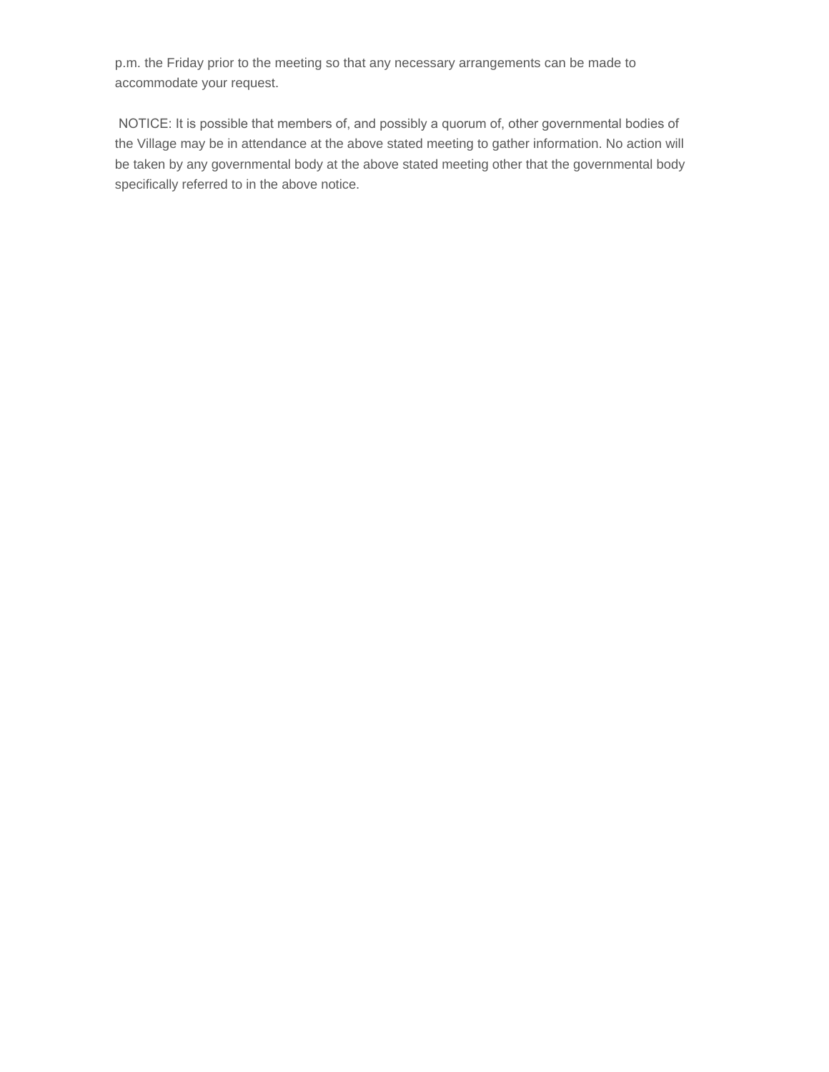p.m. the Friday prior to the meeting so that any necessary arrangements can be made to accommodate your request.

NOTICE: It is possible that members of, and possibly a quorum of, other governmental bodies of the Village may be in attendance at the above stated meeting to gather information. No action will be taken by any governmental body at the above stated meeting other that the governmental body specifically referred to in the above notice.